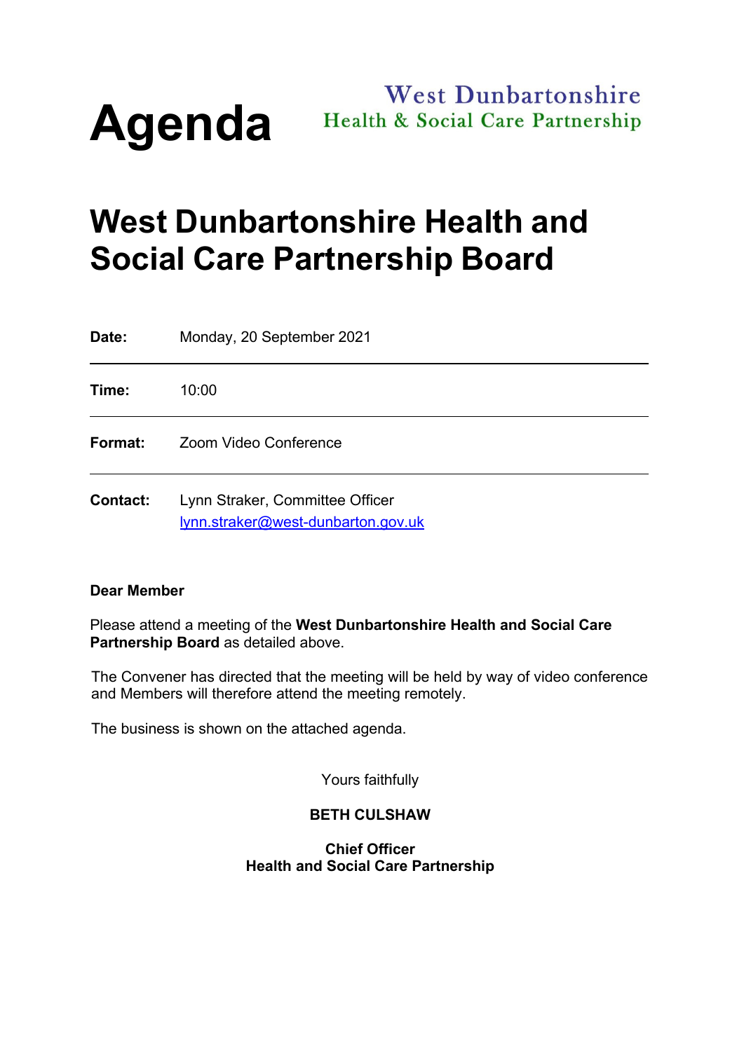# Agenda

West Dunbartonshire
Health & Social Care Partnership

# West Dunbartonshire Health and Social Care Partnership Board

| | |
|---|---|
| **Date:** | Monday, 20 September 2021 |
| **Time:** | 10:00 |
| **Format:** | Zoom Video Conference |
| **Contact:** | Lynn Straker, Committee Officer<br>lynn.straker@west-dunbarton.gov.uk |

**Dear Member**

Please attend a meeting of the **West Dunbartonshire Health and Social Care Partnership Board** as detailed above.

The Convener has directed that the meeting will be held by way of video conference and Members will therefore attend the meeting remotely.

The business is shown on the attached agenda.

Yours faithfully

**BETH CULSHAW**

**Chief Officer**
**Health and Social Care Partnership**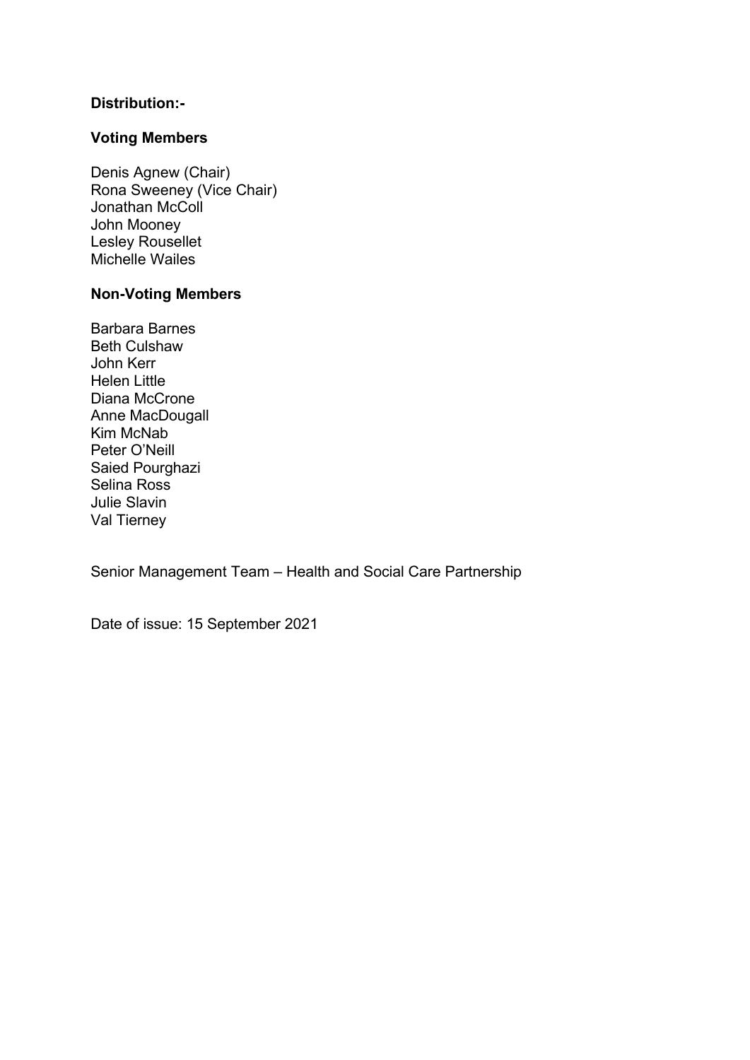**Distribution:-**

**Voting Members**

Denis Agnew (Chair)
Rona Sweeney (Vice Chair)
Jonathan McColl
John Mooney
Lesley Rousellet
Michelle Wailes

**Non-Voting Members**

Barbara Barnes
Beth Culshaw
John Kerr
Helen Little
Diana McCrone
Anne MacDougall
Kim McNab
Peter O'Neill
Saied Pourghazi
Selina Ross
Julie Slavin
Val Tierney

Senior Management Team – Health and Social Care Partnership

Date of issue: 15 September 2021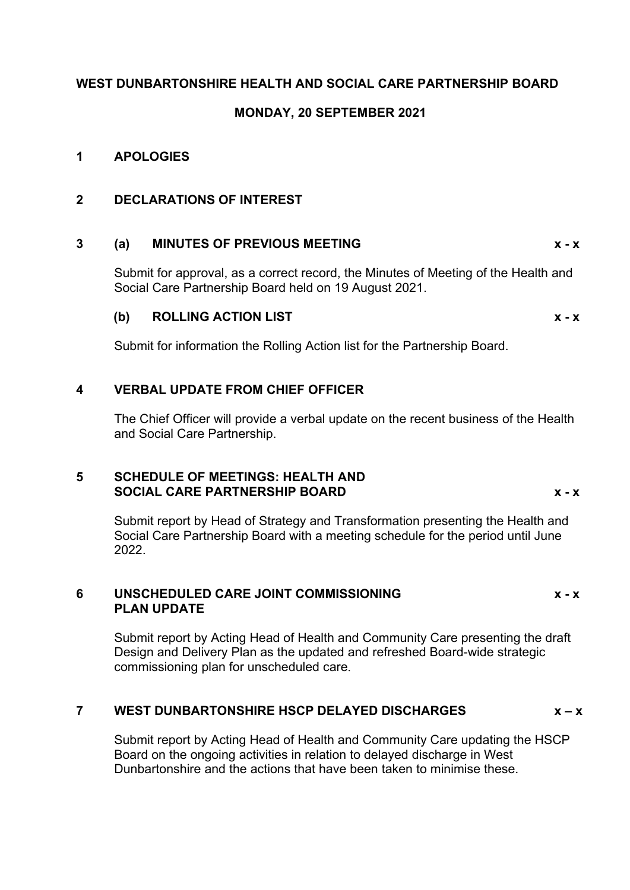**WEST DUNBARTONSHIRE HEALTH AND SOCIAL CARE PARTNERSHIP BOARD**

**MONDAY, 20 SEPTEMBER 2021**

**1 APOLOGIES**

**2 DECLARATIONS OF INTEREST**

**3 (a) MINUTES OF PREVIOUS MEETING** x - x

Submit for approval, as a correct record, the Minutes of Meeting of the Health and Social Care Partnership Board held on 19 August 2021.

**(b) ROLLING ACTION LIST** x - x

Submit for information the Rolling Action list for the Partnership Board.

**4 VERBAL UPDATE FROM CHIEF OFFICER**

The Chief Officer will provide a verbal update on the recent business of the Health and Social Care Partnership.

**5 SCHEDULE OF MEETINGS: HEALTH AND SOCIAL CARE PARTNERSHIP BOARD** x - x

Submit report by Head of Strategy and Transformation presenting the Health and Social Care Partnership Board with a meeting schedule for the period until June 2022.

**6 UNSCHEDULED CARE JOINT COMMISSIONING PLAN UPDATE** x - x

Submit report by Acting Head of Health and Community Care presenting the draft Design and Delivery Plan as the updated and refreshed Board-wide strategic commissioning plan for unscheduled care.

**7 WEST DUNBARTONSHIRE HSCP DELAYED DISCHARGES** x – x

Submit report by Acting Head of Health and Community Care updating the HSCP Board on the ongoing activities in relation to delayed discharge in West Dunbartonshire and the actions that have been taken to minimise these.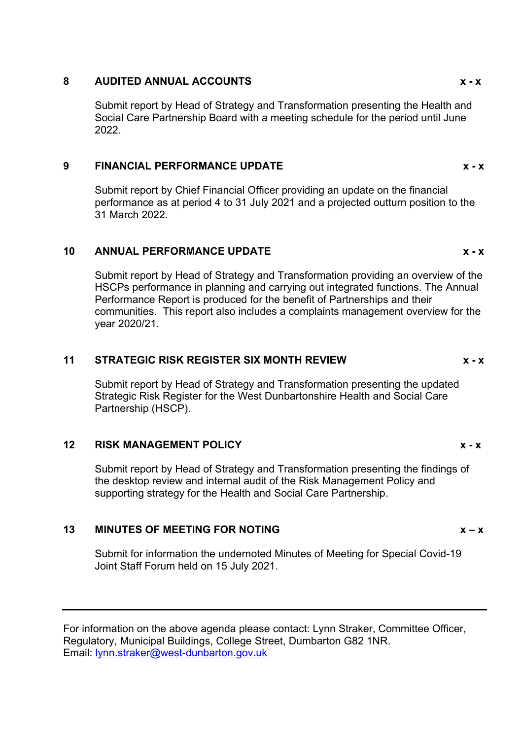**8 AUDITED ANNUAL ACCOUNTS** **x - x**

Submit report by Head of Strategy and Transformation presenting the Health and Social Care Partnership Board with a meeting schedule for the period until June 2022.

**9 FINANCIAL PERFORMANCE UPDATE** **x - x**

Submit report by Chief Financial Officer providing an update on the financial performance as at period 4 to 31 July 2021 and a projected outturn position to the 31 March 2022.

**10 ANNUAL PERFORMANCE UPDATE** **x - x**

Submit report by Head of Strategy and Transformation providing an overview of the HSCPs performance in planning and carrying out integrated functions. The Annual Performance Report is produced for the benefit of Partnerships and their communities. This report also includes a complaints management overview for the year 2020/21.

**11 STRATEGIC RISK REGISTER SIX MONTH REVIEW** **x - x**

Submit report by Head of Strategy and Transformation presenting the updated Strategic Risk Register for the West Dunbartonshire Health and Social Care Partnership (HSCP).

**12 RISK MANAGEMENT POLICY** **x - x**

Submit report by Head of Strategy and Transformation presenting the findings of the desktop review and internal audit of the Risk Management Policy and supporting strategy for the Health and Social Care Partnership.

**13 MINUTES OF MEETING FOR NOTING** **x – x**

Submit for information the undernoted Minutes of Meeting for Special Covid-19 Joint Staff Forum held on 15 July 2021.

---

For information on the above agenda please contact: Lynn Straker, Committee Officer, Regulatory, Municipal Buildings, College Street, Dumbarton G82 1NR.
Email: lynn.straker@west-dunbarton.gov.uk